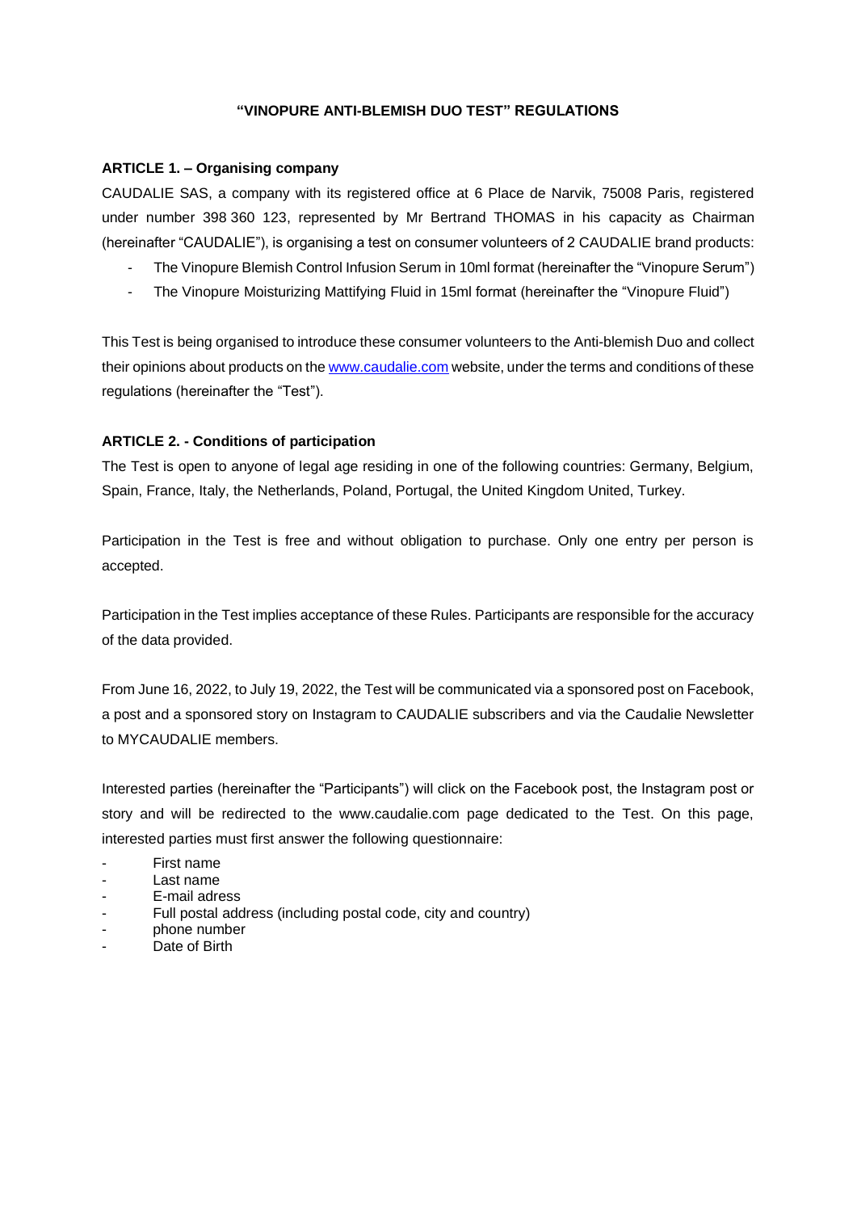# "VINOPURE ANTI-BLEMISH DUO TEST" REGULATIONS

## ARTICLE 1. – Organising company

CAUDALIE SAS, a company with its registered office at 6 Place de Narvik, 75008 Paris, registered under number 398 360 123, represented by Mr Bertrand THOMAS in his capacity as Chairman (hereinafter "CAUDALIE"), is organising a test on consumer volunteers of 2 CAUDALIE brand products:

- The Vinopure Blemish Control Infusion Serum in 10ml format (hereinafter the "Vinopure Serum")
- The Vinopure Moisturizing Mattifying Fluid in 15ml format (hereinafter the "Vinopure Fluid")

This Test is being organised to introduce these consumer volunteers to the Anti-blemish Duo and collect their opinions about products on the www.caudalie.com website, under the terms and conditions of these regulations (hereinafter the "Test").

## ARTICLE 2. - Conditions of participation

The Test is open to anyone of legal age residing in one of the following countries: Germany, Belgium, Spain, France, Italy, the Netherlands, Poland, Portugal, the United Kingdom United, Turkey.

Participation in the Test is free and without obligation to purchase. Only one entry per person is accepted.

Participation in the Test implies acceptance of these Rules. Participants are responsible for the accuracy of the data provided.

From June 16, 2022, to July 19, 2022, the Test will be communicated via a sponsored post on Facebook, a post and a sponsored story on Instagram to CAUDALIE subscribers and via the Caudalie Newsletter to MYCAUDALIE members.

Interested parties (hereinafter the "Participants") will click on the Facebook post, the Instagram post or story and will be redirected to the www.caudalie.com page dedicated to the Test. On this page, interested parties must first answer the following questionnaire:

- First name
- Last name
- E-mail adress
- Full postal address (including postal code, city and country)
- phone number
- Date of Birth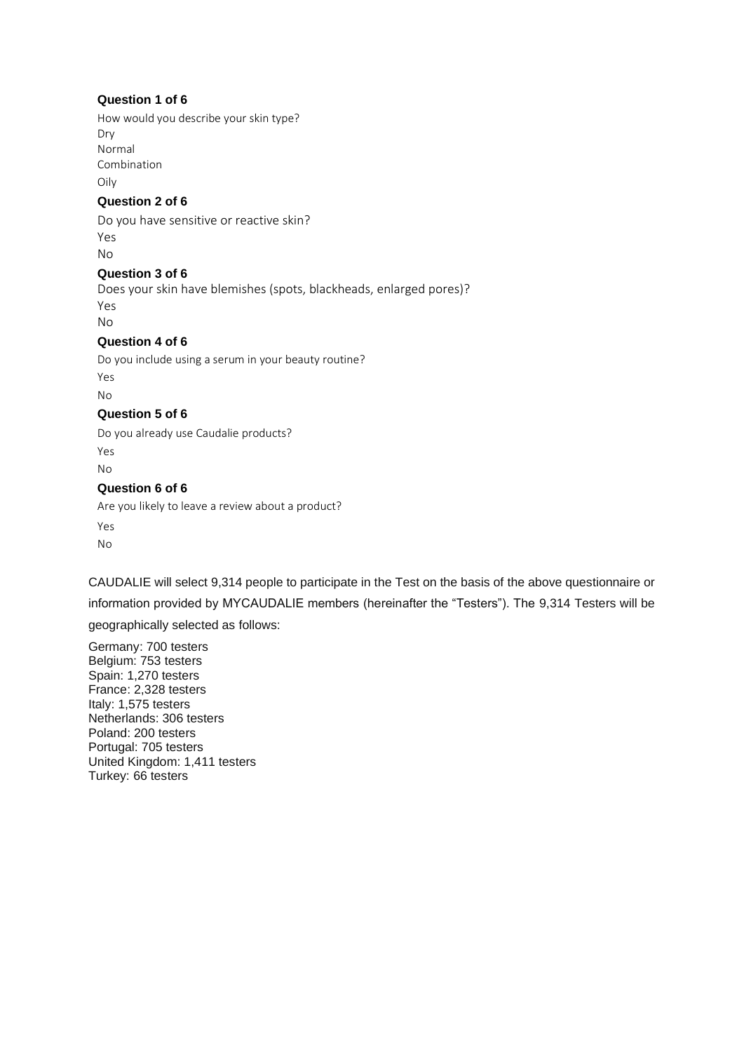**Question 1 of 6**

How would you describe your skin type?

Dry

Normal

Combination

Oily

**Question 2 of 6**

Do you have sensitive or reactive skin?

Yes

No

**Question 3 of 6**

Does your skin have blemishes (spots, blackheads, enlarged pores)?

Yes

No

**Question 4 of 6**

Do you include using a serum in your beauty routine?

Yes

No

**Question 5 of 6**

Do you already use Caudalie products?

Yes

No

**Question 6 of 6**

Are you likely to leave a review about a product?

Yes

No

CAUDALIE will select 9,314 people to participate in the Test on the basis of the above questionnaire or information provided by MYCAUDALIE members (hereinafter the "Testers"). The 9,314 Testers will be geographically selected as follows:

Germany: 700 testers
Belgium: 753 testers
Spain: 1,270 testers
France: 2,328 testers
Italy: 1,575 testers
Netherlands: 306 testers
Poland: 200 testers
Portugal: 705 testers
United Kingdom: 1,411 testers
Turkey: 66 testers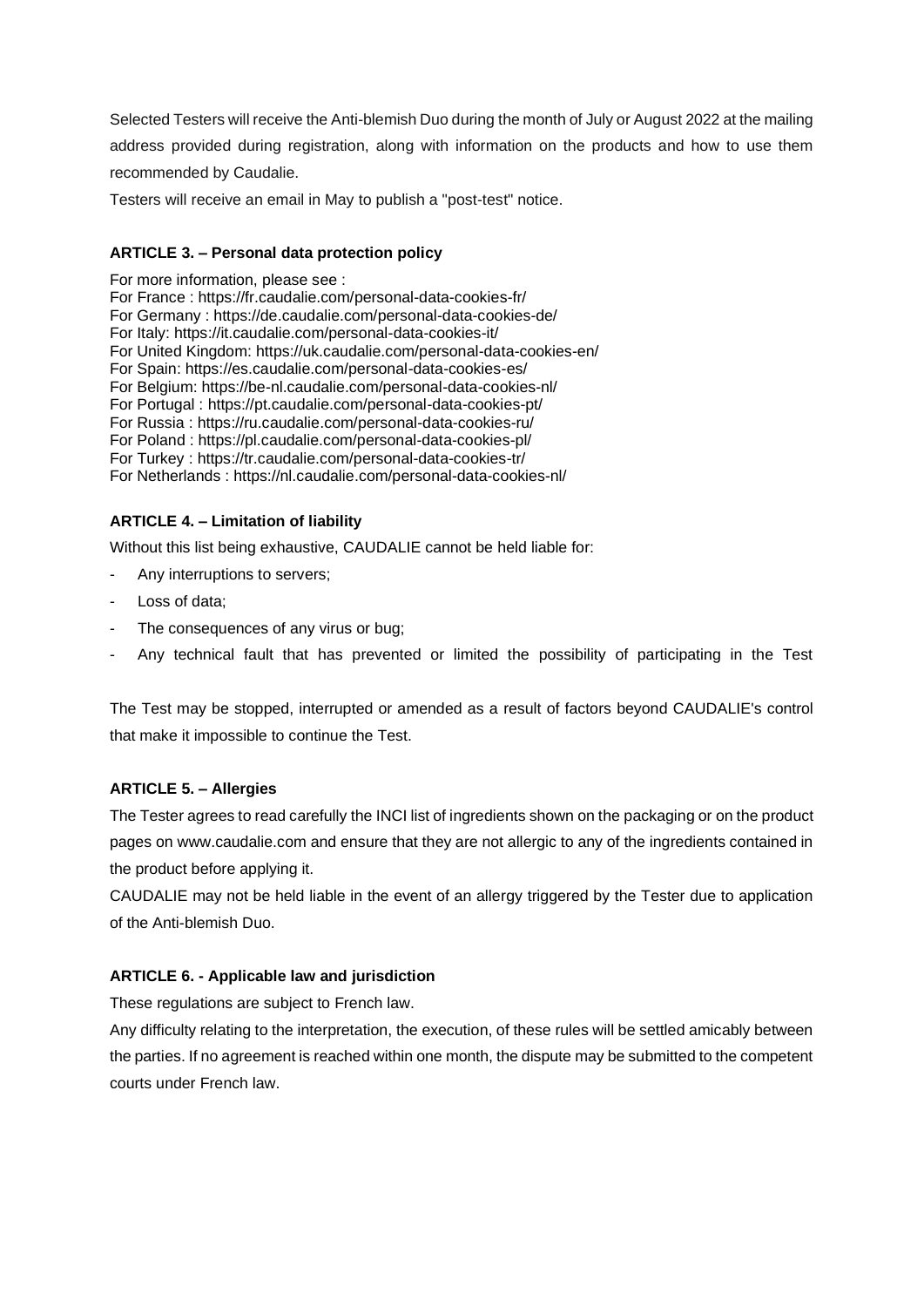Selected Testers will receive the Anti-blemish Duo during the month of July or August 2022 at the mailing address provided during registration, along with information on the products and how to use them recommended by Caudalie.

Testers will receive an email in May to publish a "post-test" notice.

### ARTICLE 3. – Personal data protection policy

For more information, please see :
For France : https://fr.caudalie.com/personal-data-cookies-fr/
For Germany : https://de.caudalie.com/personal-data-cookies-de/
For Italy: https://it.caudalie.com/personal-data-cookies-it/
For United Kingdom: https://uk.caudalie.com/personal-data-cookies-en/
For Spain: https://es.caudalie.com/personal-data-cookies-es/
For Belgium: https://be-nl.caudalie.com/personal-data-cookies-nl/
For Portugal : https://pt.caudalie.com/personal-data-cookies-pt/
For Russia : https://ru.caudalie.com/personal-data-cookies-ru/
For Poland : https://pl.caudalie.com/personal-data-cookies-pl/
For Turkey : https://tr.caudalie.com/personal-data-cookies-tr/
For Netherlands : https://nl.caudalie.com/personal-data-cookies-nl/

### ARTICLE 4. – Limitation of liability

Without this list being exhaustive, CAUDALIE cannot be held liable for:

- Any interruptions to servers;
- Loss of data;
- The consequences of any virus or bug;
- Any technical fault that has prevented or limited the possibility of participating in the Test

The Test may be stopped, interrupted or amended as a result of factors beyond CAUDALIE's control that make it impossible to continue the Test.

### ARTICLE 5. – Allergies

The Tester agrees to read carefully the INCI list of ingredients shown on the packaging or on the product pages on www.caudalie.com and ensure that they are not allergic to any of the ingredients contained in the product before applying it.

CAUDALIE may not be held liable in the event of an allergy triggered by the Tester due to application of the Anti-blemish Duo.

### ARTICLE 6. - Applicable law and jurisdiction

These regulations are subject to French law.

Any difficulty relating to the interpretation, the execution, of these rules will be settled amicably between the parties. If no agreement is reached within one month, the dispute may be submitted to the competent courts under French law.